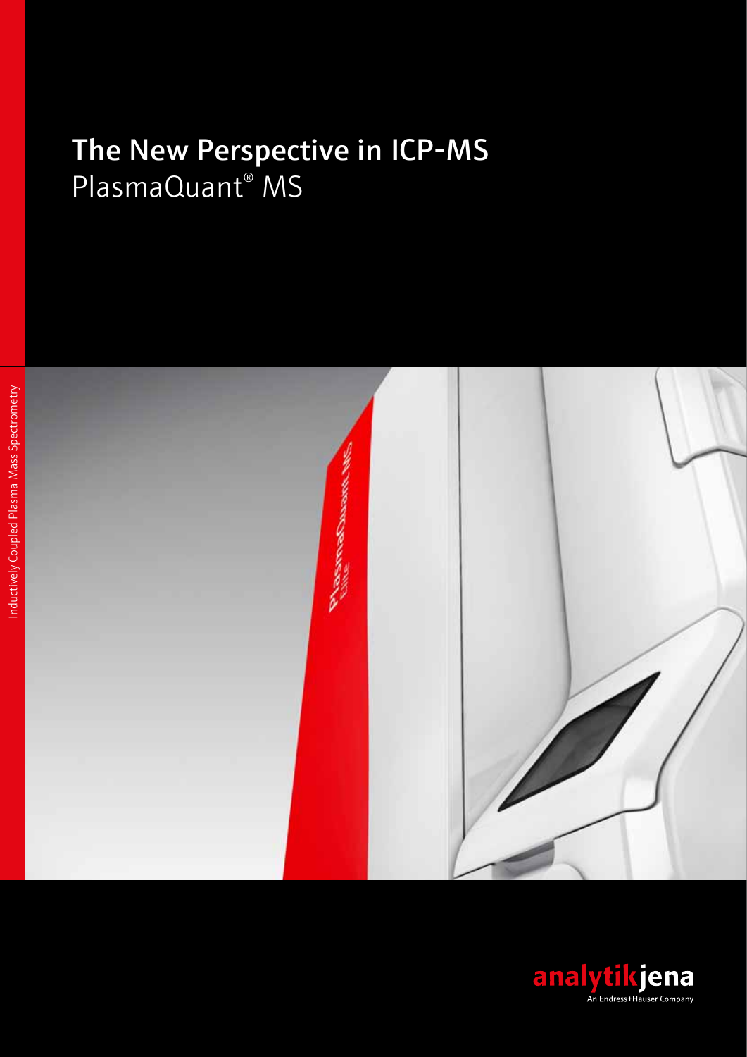# The New Perspective in ICP-MS
PlasmaQuant® MS

Inductively Coupled Plasma Mass Spectrometry

analytikjena
An Endress+Hauser Company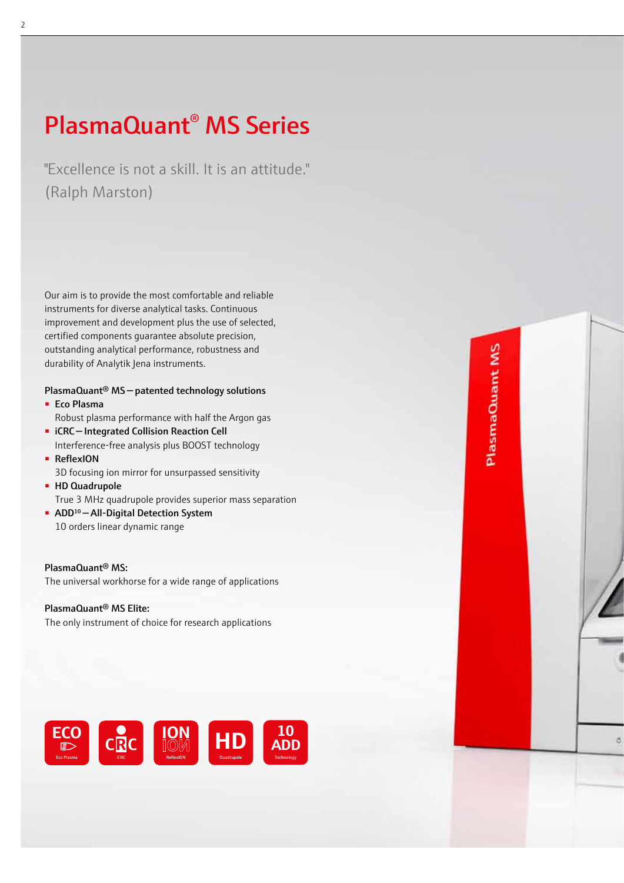# PlasmaQuant® MS Series

"Excellence is not a skill. It is an attitude."
(Ralph Marston)

Our aim is to provide the most comfortable and reliable instruments for diverse analytical tasks. Continuous improvement and development plus the use of selected, certified components guarantee absolute precision, outstanding analytical performance, robustness and durability of Analytik Jena instruments.

**PlasmaQuant® MS – patented technology solutions**

- **Eco Plasma**
  Robust plasma performance with half the Argon gas
- **iCRC – Integrated Collision Reaction Cell**
  Interference-free analysis plus BOOST technology
- **ReflexION**
  3D focusing ion mirror for unsurpassed sensitivity
- **HD Quadrupole**
  True 3 MHz quadrupole provides superior mass separation
- **ADD$^{10}$ – All-Digital Detection System**
  10 orders linear dynamic range

**PlasmaQuant® MS:**
The universal workhorse for a wide range of applications

**PlasmaQuant® MS Elite:**
The only instrument of choice for research applications

ECO Eco Plasma | CRC iCRC | ION ReflexION | HD Quadrupole | 10 ADD Technology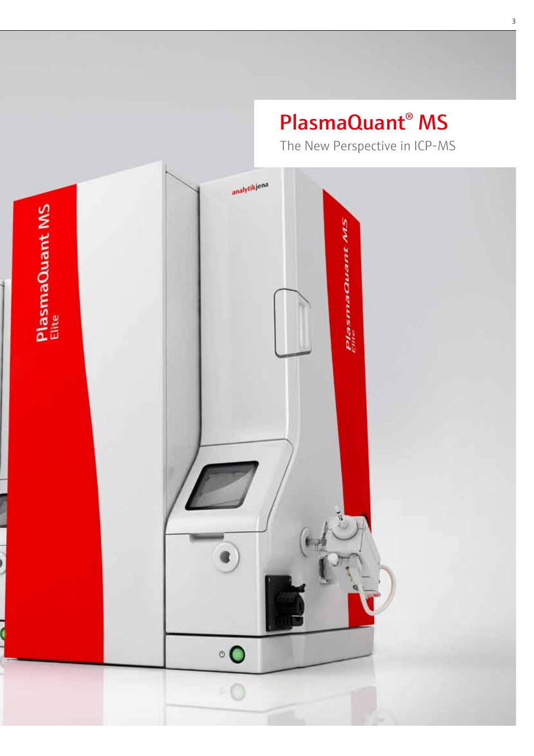# PlasmaQuant® MS

The New Perspective in ICP-MS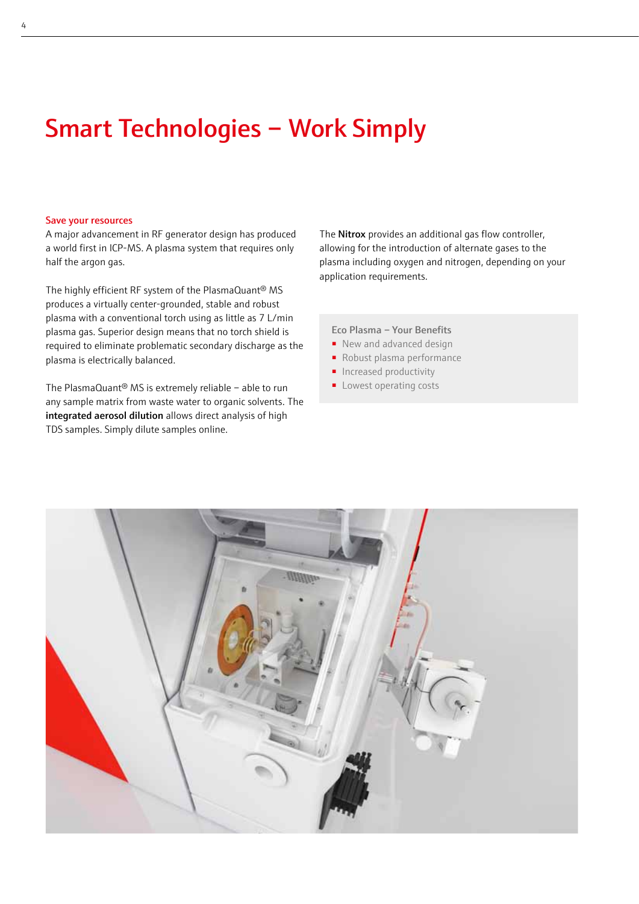# Smart Technologies – Work Simply

## Save your resources

A major advancement in RF generator design has produced a world first in ICP-MS. A plasma system that requires only half the argon gas.

The highly efficient RF system of the PlasmaQuant® MS produces a virtually center-grounded, stable and robust plasma with a conventional torch using as little as 7 L/min plasma gas. Superior design means that no torch shield is required to eliminate problematic secondary discharge as the plasma is electrically balanced.

The PlasmaQuant® MS is extremely reliable – able to run any sample matrix from waste water to organic solvents. The **integrated aerosol dilution** allows direct analysis of high TDS samples. Simply dilute samples online.

The **Nitrox** provides an additional gas flow controller, allowing for the introduction of alternate gases to the plasma including oxygen and nitrogen, depending on your application requirements.

**Eco Plasma – Your Benefits**

- New and advanced design
- Robust plasma performance
- Increased productivity
- Lowest operating costs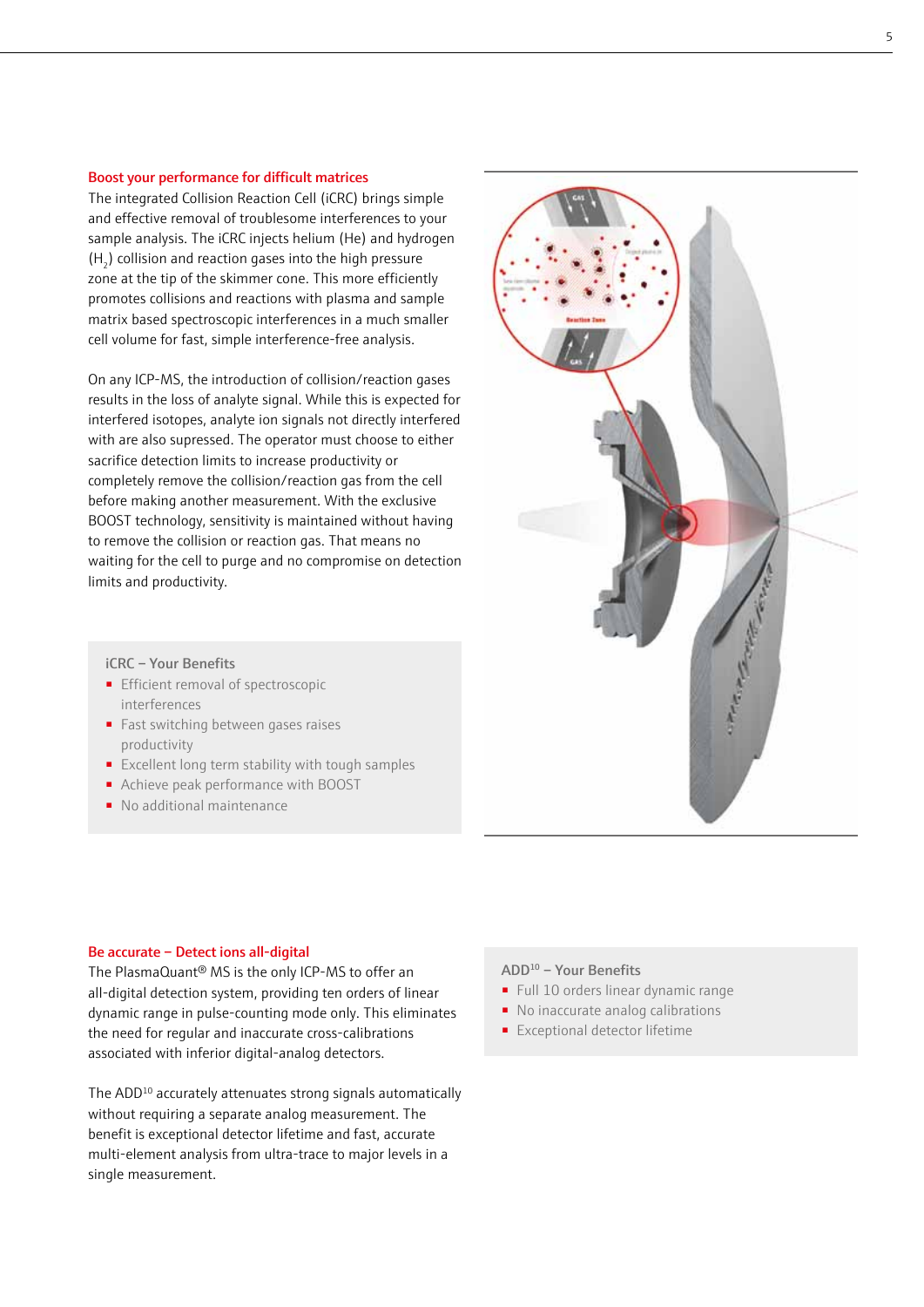## Boost your performance for difficult matrices

The integrated Collision Reaction Cell (iCRC) brings simple and effective removal of troublesome interferences to your sample analysis. The iCRC injects helium (He) and hydrogen ($H_2$) collision and reaction gases into the high pressure zone at the tip of the skimmer cone. This more efficiently promotes collisions and reactions with plasma and sample matrix based spectroscopic interferences in a much smaller cell volume for fast, simple interference-free analysis.

On any ICP-MS, the introduction of collision/reaction gases results in the loss of analyte signal. While this is expected for interfered isotopes, analyte ion signals not directly interfered with are also supressed. The operator must choose to either sacrifice detection limits to increase productivity or completely remove the collision/reaction gas from the cell before making another measurement. With the exclusive BOOST technology, sensitivity is maintained without having to remove the collision or reaction gas. That means no waiting for the cell to purge and no compromise on detection limits and productivity.

### iCRC – Your Benefits

- Efficient removal of spectroscopic interferences
- Fast switching between gases raises productivity
- Excellent long term stability with tough samples
- Achieve peak performance with BOOST
- No additional maintenance

## Be accurate – Detect ions all-digital

The PlasmaQuant® MS is the only ICP-MS to offer an all-digital detection system, providing ten orders of linear dynamic range in pulse-counting mode only. This eliminates the need for regular and inaccurate cross-calibrations associated with inferior digital-analog detectors.

The ADD[10] accurately attenuates strong signals automatically without requiring a separate analog measurement. The benefit is exceptional detector lifetime and fast, accurate multi-element analysis from ultra-trace to major levels in a single measurement.

### ADD[10] – Your Benefits

- Full 10 orders linear dynamic range
- No inaccurate analog calibrations
- Exceptional detector lifetime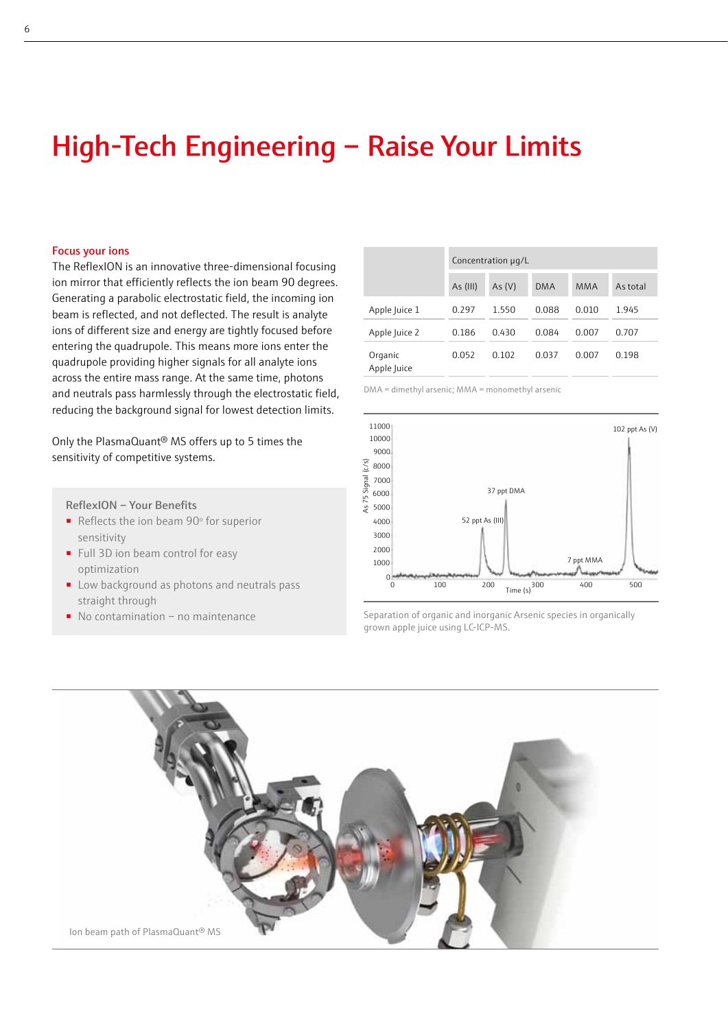# High-Tech Engineering – Raise Your Limits

**Focus your ions**

The ReflexION is an innovative three-dimensional focusing ion mirror that efficiently reflects the ion beam 90 degrees. Generating a parabolic electrostatic field, the incoming ion beam is reflected, and not deflected. The result is analyte ions of different size and energy are tightly focused before entering the quadrupole. This means more ions enter the quadrupole providing higher signals for all analyte ions across the entire mass range. At the same time, photons and neutrals pass harmlessly through the electrostatic field, reducing the background signal for lowest detection limits.

Only the PlasmaQuant® MS offers up to 5 times the sensitivity of competitive systems.

**ReflexION – Your Benefits**

- Reflects the ion beam 90° for superior sensitivity
- Full 3D ion beam control for easy optimization
- Low background as photons and neutrals pass straight through
- No contamination – no maintenance

| | Concentration µg/L | | | | |
|---|---|---|---|---|---|
| | As (III) | As (V) | DMA | MMA | As total |
| Apple Juice 1 | 0.297 | 1.550 | 0.088 | 0.010 | 1.945 |
| Apple Juice 2 | 0.186 | 0.430 | 0.084 | 0.007 | 0.707 |
| Organic Apple Juice | 0.052 | 0.102 | 0.037 | 0.007 | 0.198 |

DMA = dimethyl arsenic; MMA = monomethyl arsenic

Separation of organic and inorganic Arsenic species in organically grown apple juice using LC-ICP-MS.

Ion beam path of PlasmaQuant® MS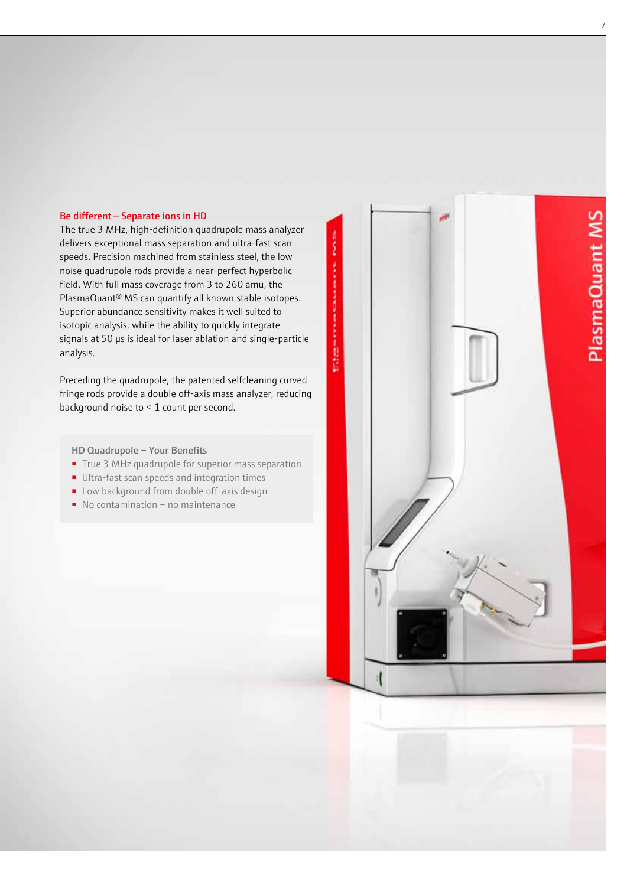## Be different – Separate ions in HD

The true 3 MHz, high-definition quadrupole mass analyzer delivers exceptional mass separation and ultra-fast scan speeds. Precision machined from stainless steel, the low noise quadrupole rods provide a near-perfect hyperbolic field. With full mass coverage from 3 to 260 amu, the PlasmaQuant® MS can quantify all known stable isotopes. Superior abundance sensitivity makes it well suited to isotopic analysis, while the ability to quickly integrate signals at 50 µs is ideal for laser ablation and single-particle analysis.

Preceding the quadrupole, the patented selfcleaning curved fringe rods provide a double off-axis mass analyzer, reducing background noise to < 1 count per second.

### HD Quadrupole – Your Benefits

- True 3 MHz quadrupole for superior mass separation
- Ultra-fast scan speeds and integration times
- Low background from double off-axis design
- No contamination – no maintenance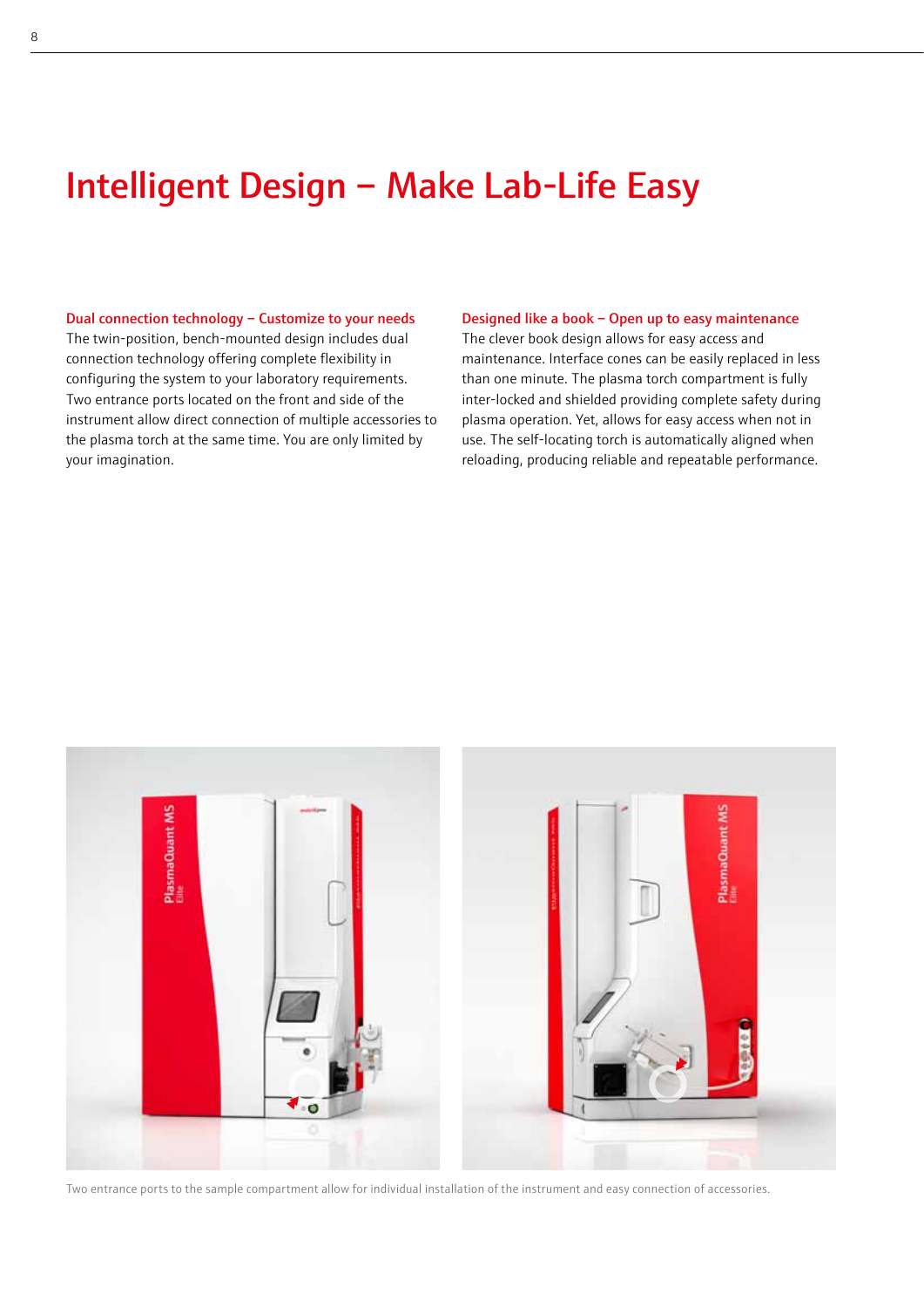# Intelligent Design – Make Lab-Life Easy

### Dual connection technology – Customize to your needs

The twin-position, bench-mounted design includes dual connection technology offering complete flexibility in configuring the system to your laboratory requirements. Two entrance ports located on the front and side of the instrument allow direct connection of multiple accessories to the plasma torch at the same time. You are only limited by your imagination.

### Designed like a book – Open up to easy maintenance

The clever book design allows for easy access and maintenance. Interface cones can be easily replaced in less than one minute. The plasma torch compartment is fully inter-locked and shielded providing complete safety during plasma operation. Yet, allows for easy access when not in use. The self-locating torch is automatically aligned when reloading, producing reliable and repeatable performance.

Two entrance ports to the sample compartment allow for individual installation of the instrument and easy connection of accessories.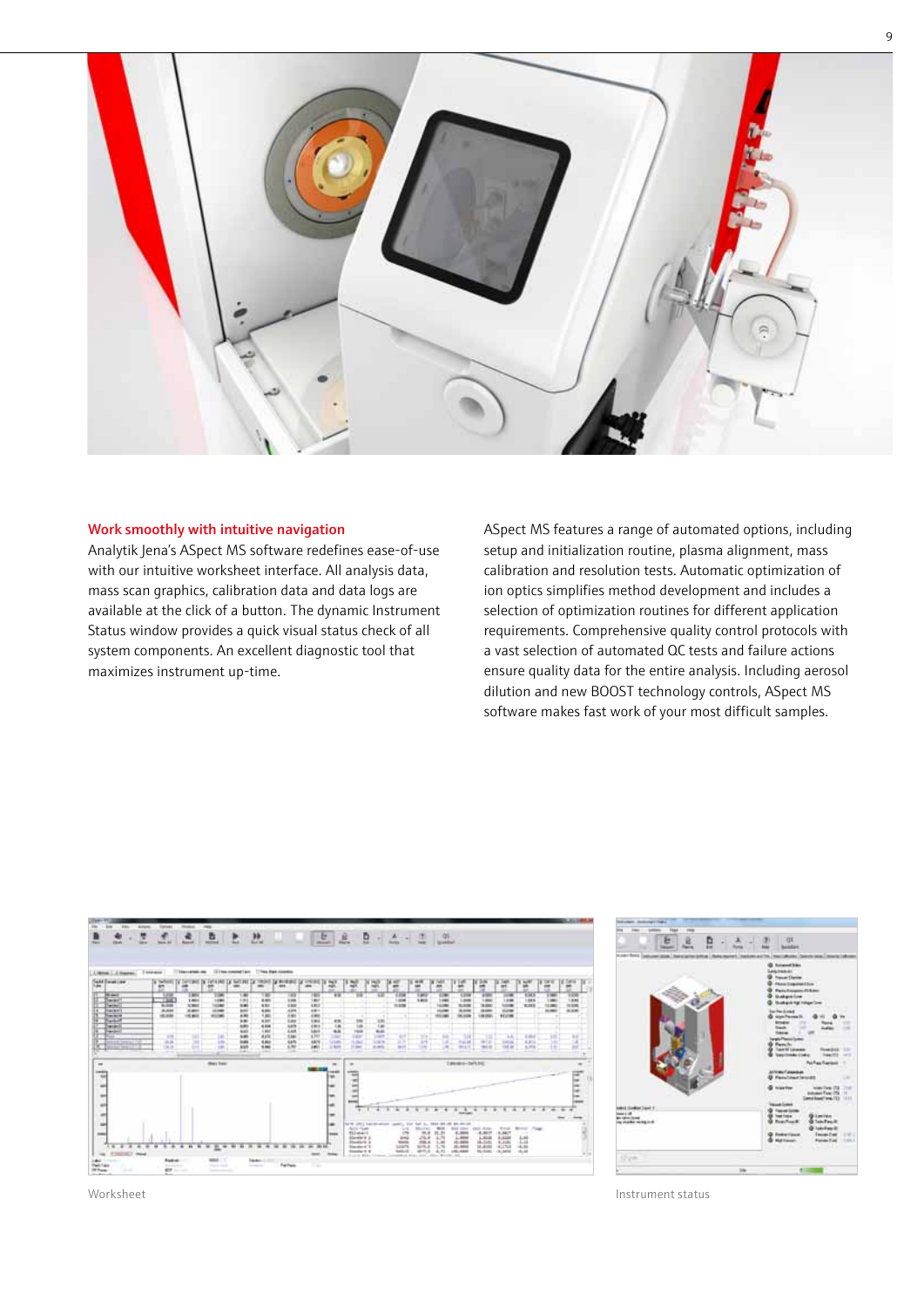## Work smoothly with intuitive navigation

Analytik Jena's ASpect MS software redefines ease-of-use with our intuitive worksheet interface. All analysis data, mass scan graphics, calibration data and data logs are available at the click of a button. The dynamic Instrument Status window provides a quick visual status check of all system components. An excellent diagnostic tool that maximizes instrument up-time.

ASpect MS features a range of automated options, including setup and initialization routine, plasma alignment, mass calibration and resolution tests. Automatic optimization of ion optics simplifies method development and includes a selection of optimization routines for different application requirements. Comprehensive quality control protocols with a vast selection of automated QC tests and failure actions ensure quality data for the entire analysis. Including aerosol dilution and new BOOST technology controls, ASpect MS software makes fast work of your most difficult samples.

Worksheet

Instrument status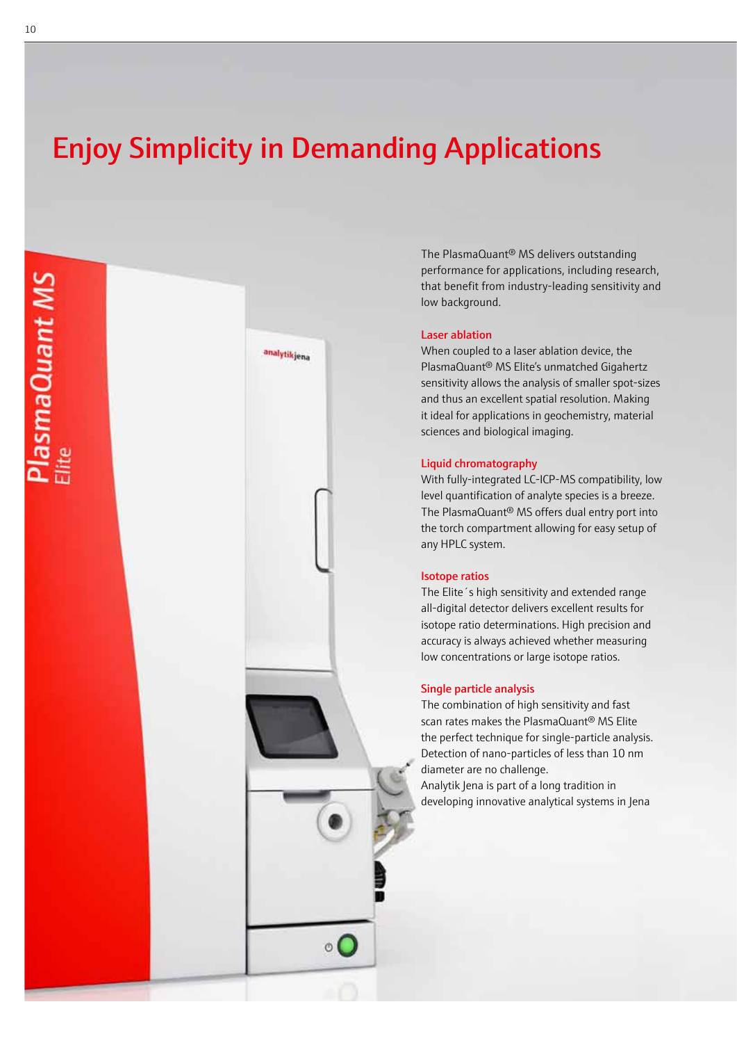# Enjoy Simplicity in Demanding Applications

The PlasmaQuant® MS delivers outstanding performance for applications, including research, that benefit from industry-leading sensitivity and low background.

### Laser ablation

When coupled to a laser ablation device, the PlasmaQuant® MS Elite's unmatched Gigahertz sensitivity allows the analysis of smaller spot-sizes and thus an excellent spatial resolution. Making it ideal for applications in geochemistry, material sciences and biological imaging.

### Liquid chromatography

With fully-integrated LC-ICP-MS compatibility, low level quantification of analyte species is a breeze. The PlasmaQuant® MS offers dual entry port into the torch compartment allowing for easy setup of any HPLC system.

### Isotope ratios

The Elite´s high sensitivity and extended range all-digital detector delivers excellent results for isotope ratio determinations. High precision and accuracy is always achieved whether measuring low concentrations or large isotope ratios.

### Single particle analysis

The combination of high sensitivity and fast scan rates makes the PlasmaQuant® MS Elite the perfect technique for single-particle analysis. Detection of nano-particles of less than 10 nm diameter are no challenge.
Analytik Jena is part of a long tradition in developing innovative analytical systems in Jena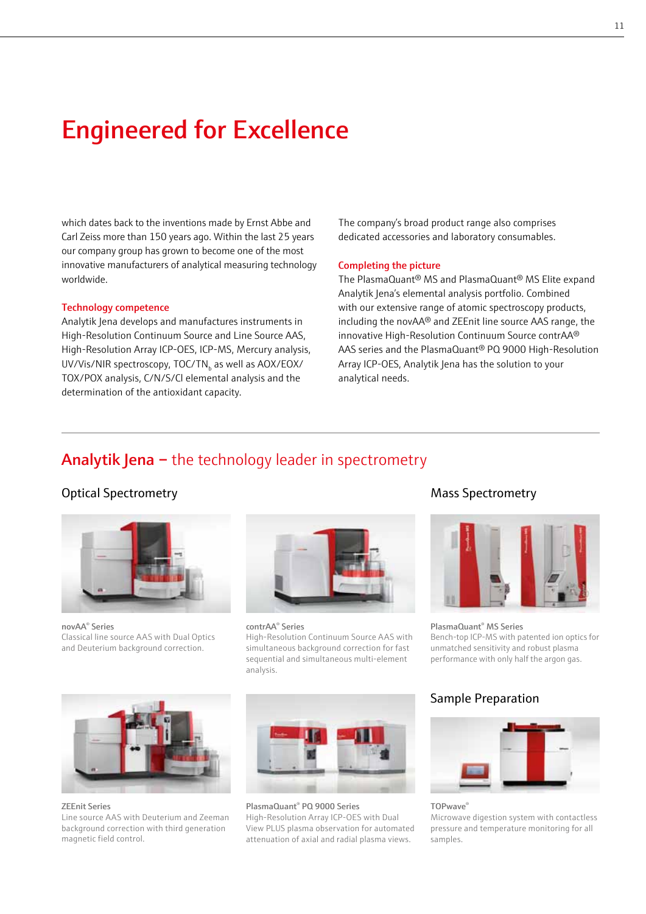# Engineered for Excellence

which dates back to the inventions made by Ernst Abbe and Carl Zeiss more than 150 years ago. Within the last 25 years our company group has grown to become one of the most innovative manufacturers of analytical measuring technology worldwide.

### Technology competence

Analytik Jena develops and manufactures instruments in High-Resolution Continuum Source and Line Source AAS, High-Resolution Array ICP-OES, ICP-MS, Mercury analysis, UV/Vis/NIR spectroscopy, TOC/$TN_b$ as well as AOX/EOX/TOX/POX analysis, C/N/S/Cl elemental analysis and the determination of the antioxidant capacity.

The company's broad product range also comprises dedicated accessories and laboratory consumables.

### Completing the picture

The PlasmaQuant® MS and PlasmaQuant® MS Elite expand Analytik Jena's elemental analysis portfolio. Combined with our extensive range of atomic spectroscopy products, including the novAA® and ZEEnit line source AAS range, the innovative High-Resolution Continuum Source contrAA® AAS series and the PlasmaQuant® PQ 9000 High-Resolution Array ICP-OES, Analytik Jena has the solution to your analytical needs.

## Analytik Jena – the technology leader in spectrometry

### Optical Spectrometry

**novAA® Series**
Classical line source AAS with Dual Optics and Deuterium background correction.

**contrAA® Series**
High-Resolution Continuum Source AAS with simultaneous background correction for fast sequential and simultaneous multi-element analysis.

**ZEEnit Series**
Line source AAS with Deuterium and Zeeman background correction with third generation magnetic field control.

**PlasmaQuant® PQ 9000 Series**
High-Resolution Array ICP-OES with Dual View PLUS plasma observation for automated attenuation of axial and radial plasma views.

### Mass Spectrometry

**PlasmaQuant® MS Series**
Bench-top ICP-MS with patented ion optics for unmatched sensitivity and robust plasma performance with only half the argon gas.

### Sample Preparation

**TOPwave®**
Microwave digestion system with contactless pressure and temperature monitoring for all samples.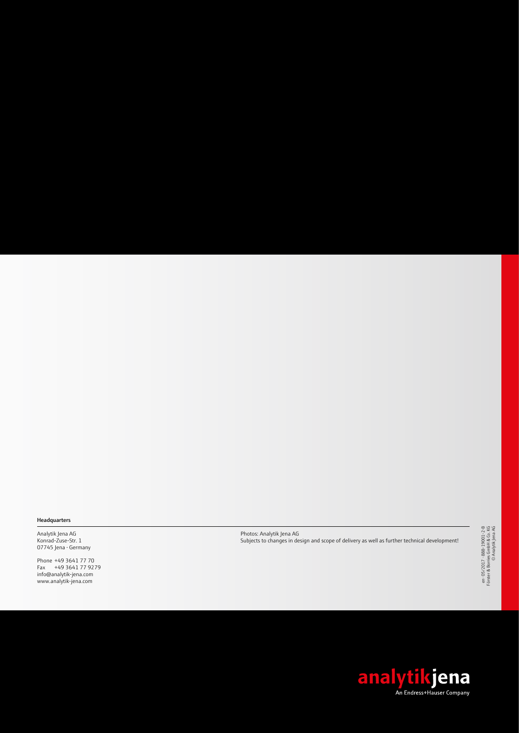**Headquarters**

Analytik Jena AG
Konrad-Zuse-Str. 1
07745 Jena · Germany

Phone +49 3641 77 70
Fax +49 3641 77 9279
info@analytik-jena.com
www.analytik-jena.com

Photos: Analytik Jena AG
Subjects to changes in design and scope of delivery as well as further technical development!

en · 05/2017 · 888-19001-2-B
Förster & Borries GmbH & Co. KG
© Analytik Jena AG

analytikjena
An Endress+Hauser Company